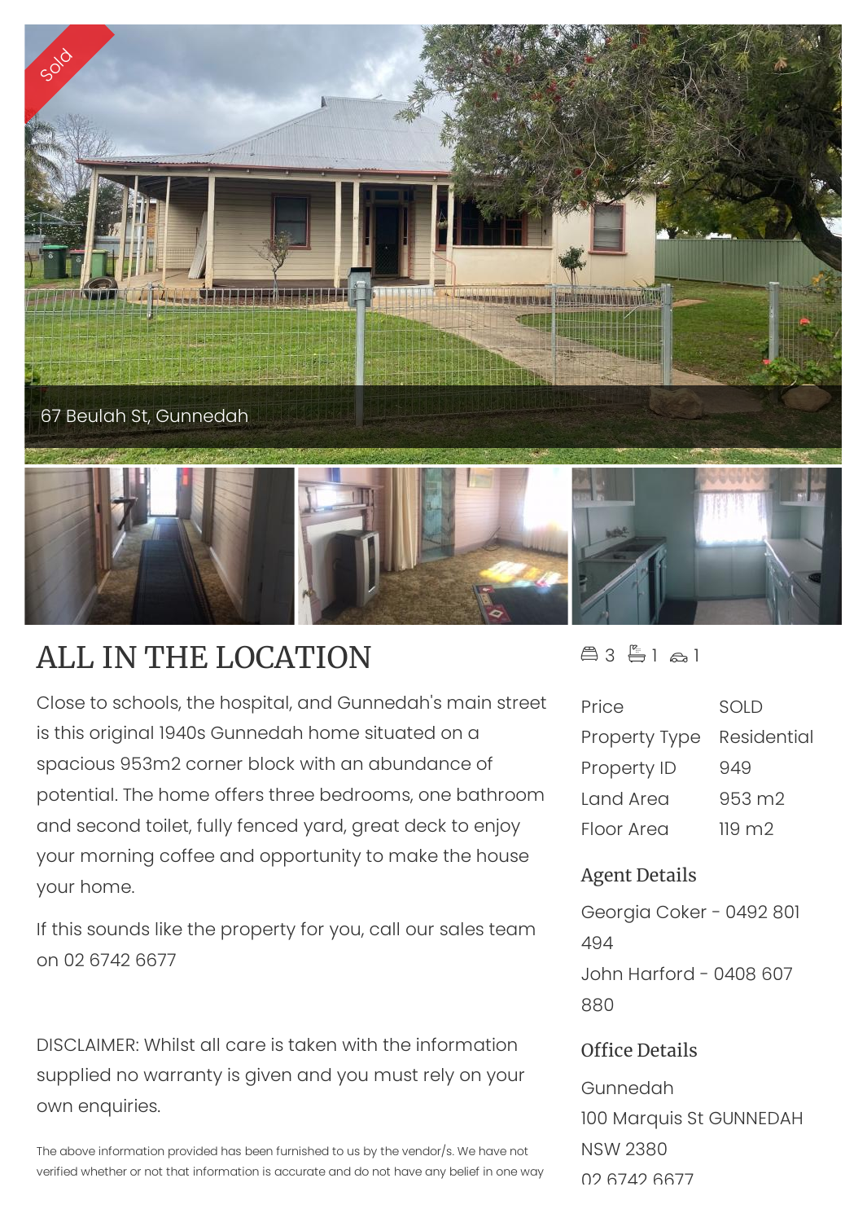Sold

67 Beulah St, Gunnedah

# ALL IN THE LOCATION

3 1 1

Close to schools, the hospital, and Gunnedah's main street is this original 1940s Gunnedah home situated on a spacious 953m2 corner block with an abundance of potential. The home offers three bedrooms, one bathroom and second toilet, fully fenced yard, great deck to enjoy your morning coffee and opportunity to make the house your home.

If this sounds like the property for you, call our sales team on 02 6742 6677

DISCLAIMER: Whilst all care is taken with the information supplied no warranty is given and you must rely on your own enquiries.

The above information provided has been furnished to us by the vendor/s. We have not verified whether or not that information is accurate and do not have any belief in one way

| | |
|---|---|
| Price | SOLD |
| Property Type | Residential |
| Property ID | 949 |
| Land Area | 953 m2 |
| Floor Area | 119 m2 |

## Agent Details

Georgia Coker - 0492 801 494

John Harford - 0408 607 880

## Office Details

Gunnedah

100 Marquis St GUNNEDAH NSW 2380

02 6742 6677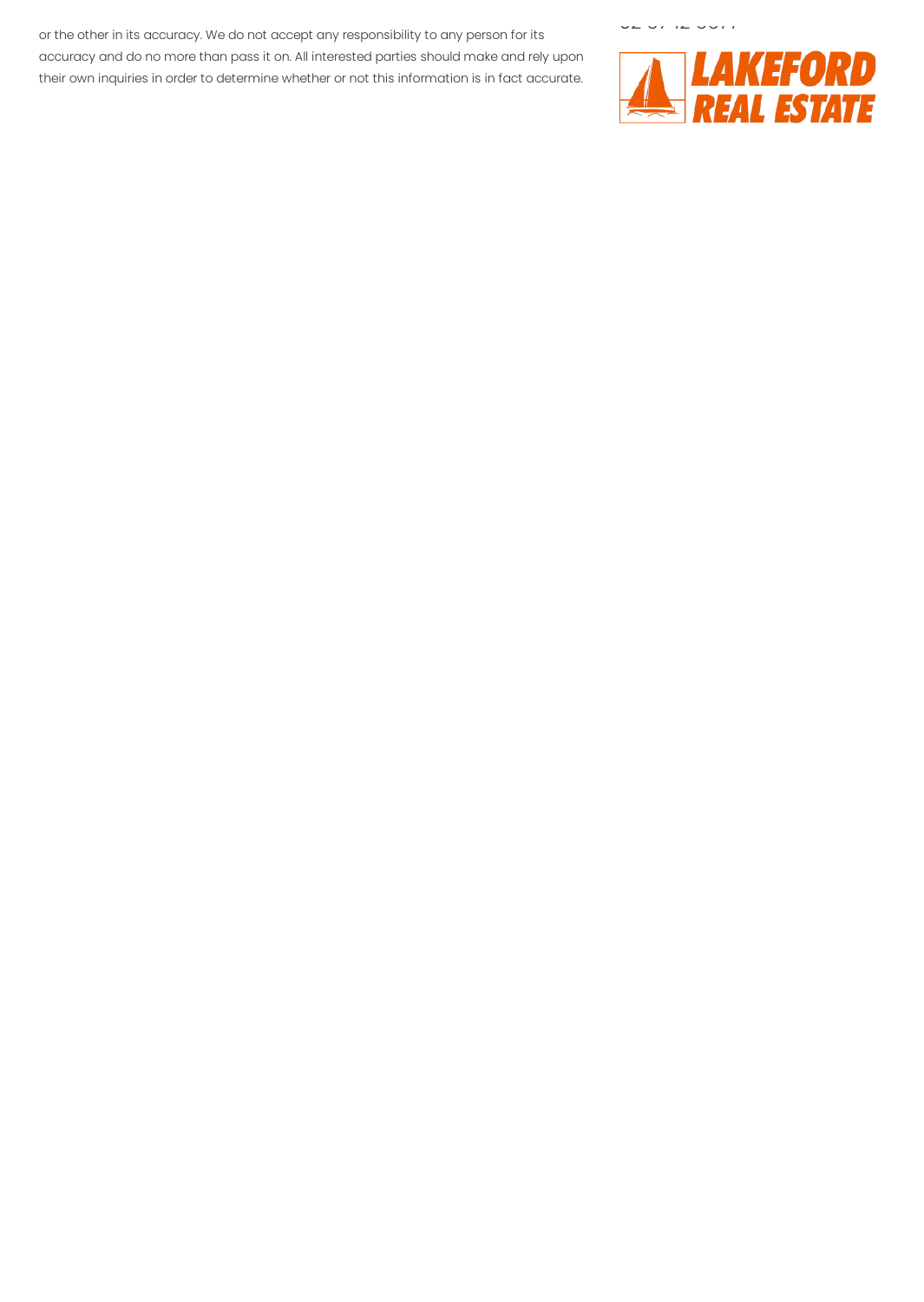or the other in its accuracy. We do not accept any responsibility to any person for its accuracy and do no more than pass it on. All interested parties should make and rely upon their own inquiries in order to determine whether or not this information is in fact accurate.

LAKEFORD REAL ESTATE